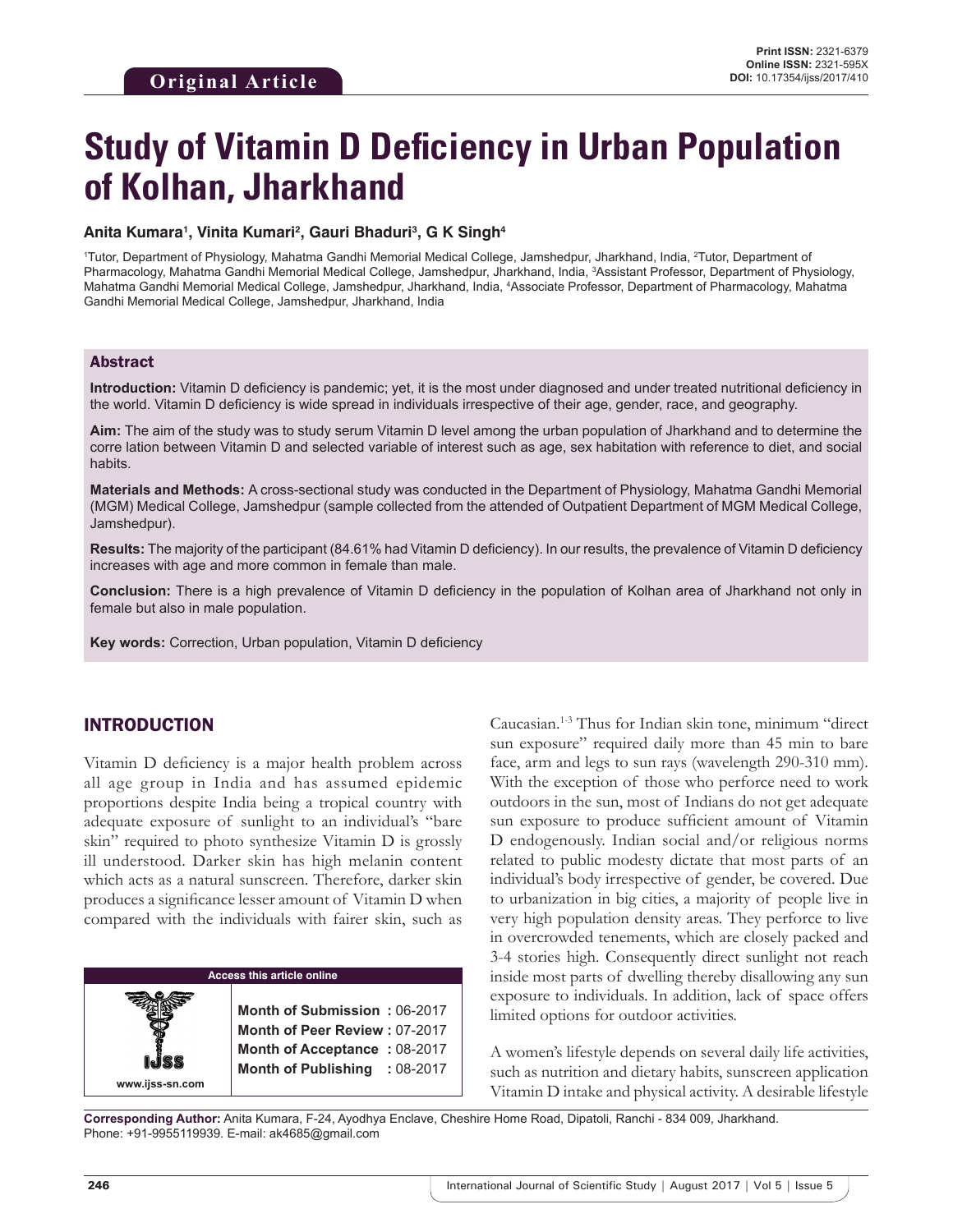Original Article

**Print ISSN:** 2321-6379
**Online ISSN:** 2321-595X
**DOI:** 10.17354/ijss/2017/410

# Study of Vitamin D Deficiency in Urban Population of Kolhan, Jharkhand

**Anita Kumara[1], Vinita Kumari[2], Gauri Bhaduri[3], G K Singh[4]**

[1]Tutor, Department of Physiology, Mahatma Gandhi Memorial Medical College, Jamshedpur, Jharkhand, India, [2]Tutor, Department of Pharmacology, Mahatma Gandhi Memorial Medical College, Jamshedpur, Jharkhand, India, [3]Assistant Professor, Department of Physiology, Mahatma Gandhi Memorial Medical College, Jamshedpur, Jharkhand, India, [4]Associate Professor, Department of Pharmacology, Mahatma Gandhi Memorial Medical College, Jamshedpur, Jharkhand, India

## Abstract

**Introduction:** Vitamin D deficiency is pandemic; yet, it is the most under diagnosed and under treated nutritional deficiency in the world. Vitamin D deficiency is wide spread in individuals irrespective of their age, gender, race, and geography.

**Aim:** The aim of the study was to study serum Vitamin D level among the urban population of Jharkhand and to determine the corre lation between Vitamin D and selected variable of interest such as age, sex habitation with reference to diet, and social habits.

**Materials and Methods:** A cross-sectional study was conducted in the Department of Physiology, Mahatma Gandhi Memorial (MGM) Medical College, Jamshedpur (sample collected from the attended of Outpatient Department of MGM Medical College, Jamshedpur).

**Results:** The majority of the participant (84.61% had Vitamin D deficiency). In our results, the prevalence of Vitamin D deficiency increases with age and more common in female than male.

**Conclusion:** There is a high prevalence of Vitamin D deficiency in the population of Kolhan area of Jharkhand not only in female but also in male population.

**Key words:** Correction, Urban population, Vitamin D deficiency

## INTRODUCTION

Vitamin D deficiency is a major health problem across all age group in India and has assumed epidemic proportions despite India being a tropical country with adequate exposure of sunlight to an individual's "bare skin" required to photo synthesize Vitamin D is grossly ill understood. Darker skin has high melanin content which acts as a natural sunscreen. Therefore, darker skin produces a significance lesser amount of Vitamin D when compared with the individuals with fairer skin, such as Caucasian.[1-3] Thus for Indian skin tone, minimum "direct sun exposure" required daily more than 45 min to bare face, arm and legs to sun rays (wavelength 290-310 mm). With the exception of those who perforce need to work outdoors in the sun, most of Indians do not get adequate sun exposure to produce sufficient amount of Vitamin D endogenously. Indian social and/or religious norms related to public modesty dictate that most parts of an individual's body irrespective of gender, be covered. Due to urbanization in big cities, a majority of people live in very high population density areas. They perforce to live in overcrowded tenements, which are closely packed and 3-4 stories high. Consequently direct sunlight not reach inside most parts of dwelling thereby disallowing any sun exposure to individuals. In addition, lack of space offers limited options for outdoor activities.

A women's lifestyle depends on several daily life activities, such as nutrition and dietary habits, sunscreen application Vitamin D intake and physical activity. A desirable lifestyle

| Access this article online | |
|---|---|
| IJSS www.ijss-sn.com | **Month of Submission :** 06-2017 |
| | **Month of Peer Review :** 07-2017 |
| | **Month of Acceptance :** 08-2017 |
| | **Month of Publishing :** 08-2017 |

**Corresponding Author:** Anita Kumara, F-24, Ayodhya Enclave, Cheshire Home Road, Dipatoli, Ranchi - 834 009, Jharkhand. Phone: +91-9955119939. E-mail: ak4685@gmail.com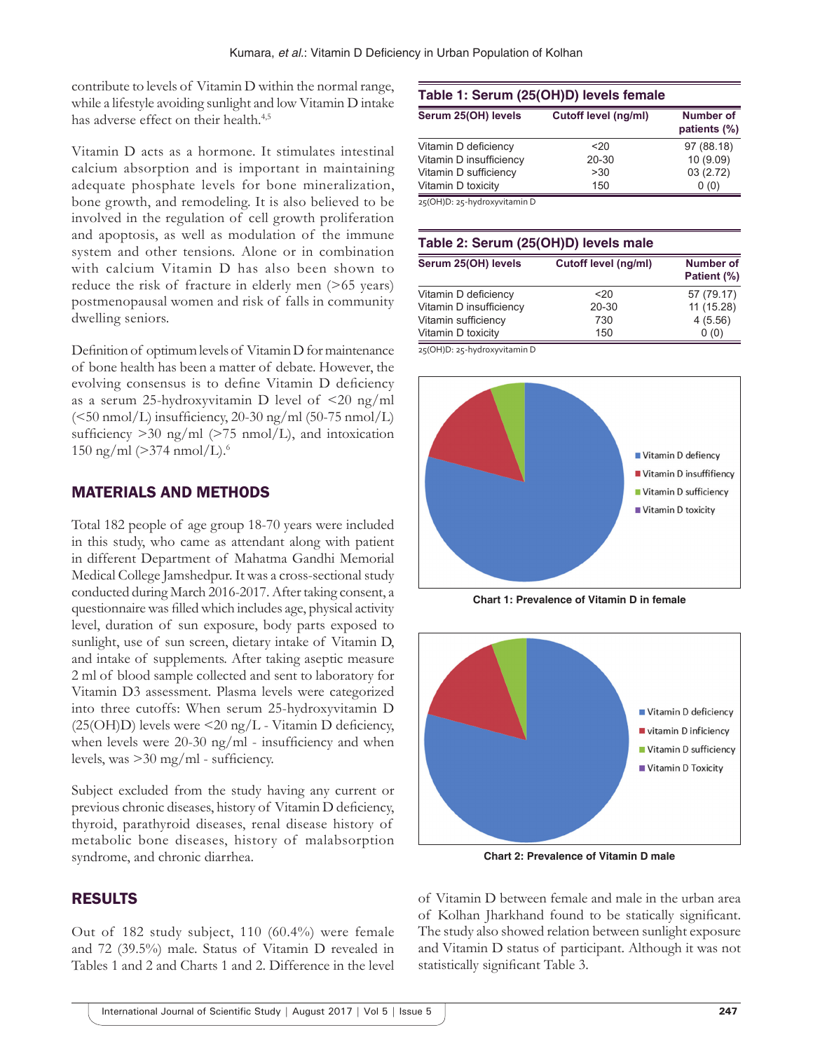contribute to levels of Vitamin D within the normal range, while a lifestyle avoiding sunlight and low Vitamin D intake has adverse effect on their health.[4,5]

Vitamin D acts as a hormone. It stimulates intestinal calcium absorption and is important in maintaining adequate phosphate levels for bone mineralization, bone growth, and remodeling. It is also believed to be involved in the regulation of cell growth proliferation and apoptosis, as well as modulation of the immune system and other tensions. Alone or in combination with calcium Vitamin D has also been shown to reduce the risk of fracture in elderly men (>65 years) postmenopausal women and risk of falls in community dwelling seniors.

Definition of optimum levels of Vitamin D for maintenance of bone health has been a matter of debate. However, the evolving consensus is to define Vitamin D deficiency as a serum 25-hydroxyvitamin D level of <20 ng/ml (<50 nmol/L) insufficiency, 20-30 ng/ml (50-75 nmol/L) sufficiency >30 ng/ml (>75 nmol/L), and intoxication 150 ng/ml (>374 nmol/L).[6]

## MATERIALS AND METHODS

Total 182 people of age group 18-70 years were included in this study, who came as attendant along with patient in different Department of Mahatma Gandhi Memorial Medical College Jamshedpur. It was a cross-sectional study conducted during March 2016-2017. After taking consent, a questionnaire was filled which includes age, physical activity level, duration of sun exposure, body parts exposed to sunlight, use of sun screen, dietary intake of Vitamin D, and intake of supplements. After taking aseptic measure 2 ml of blood sample collected and sent to laboratory for Vitamin D3 assessment. Plasma levels were categorized into three cutoffs: When serum 25-hydroxyvitamin D (25(OH)D) levels were <20 ng/L - Vitamin D deficiency, when levels were 20-30 ng/ml - insufficiency and when levels, was >30 mg/ml - sufficiency.

Subject excluded from the study having any current or previous chronic diseases, history of Vitamin D deficiency, thyroid, parathyroid diseases, renal disease history of metabolic bone diseases, history of malabsorption syndrome, and chronic diarrhea.

## RESULTS

Out of 182 study subject, 110 (60.4%) were female and 72 (39.5%) male. Status of Vitamin D revealed in Tables 1 and 2 and Charts 1 and 2. Difference in the level of Vitamin D between female and male in the urban area of Kolhan Jharkhand found to be statically significant. The study also showed relation between sunlight exposure and Vitamin D status of participant. Although it was not statistically significant Table 3.

**Table 1: Serum (25(OH)D) levels female**

| Serum 25(OH) levels | Cutoff level (ng/ml) | Number of patients (%) |
|---|---|---|
| Vitamin D deficiency | <20 | 97 (88.18) |
| Vitamin D insufficiency | 20-30 | 10 (9.09) |
| Vitamin D sufficiency | >30 | 03 (2.72) |
| Vitamin D toxicity | 150 | 0 (0) |

25(OH)D: 25-hydroxyvitamin D

**Table 2: Serum (25(OH)D) levels male**

| Serum 25(OH) levels | Cutoff level (ng/ml) | Number of Patient (%) |
|---|---|---|
| Vitamin D deficiency | <20 | 57 (79.17) |
| Vitamin D insufficiency | 20-30 | 11 (15.28) |
| Vitamin sufficiency | 730 | 4 (5.56) |
| Vitamin D toxicity | 150 | 0 (0) |

25(OH)D: 25-hydroxyvitamin D

**Chart 1: Prevalence of Vitamin D in female**

**Chart 2: Prevalence of Vitamin D male**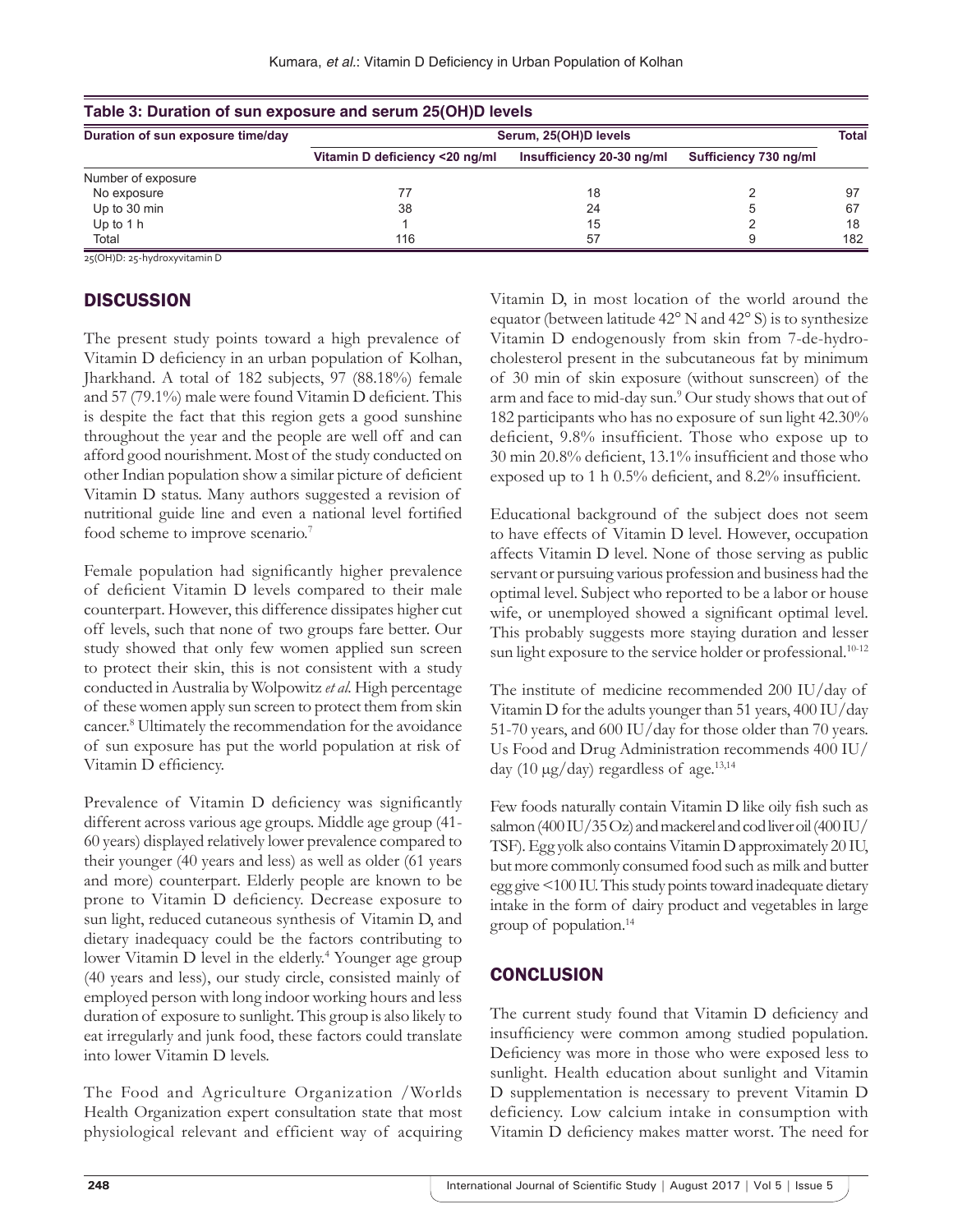**Table 3: Duration of sun exposure and serum 25(OH)D levels**

| Duration of sun exposure time/day | Serum, 25(OH)D levels | | | Total |
|---|---|---|---|---|
| | Vitamin D deficiency <20 ng/ml | Insufficiency 20-30 ng/ml | Sufficiency 730 ng/ml | |
| Number of exposure | | | | |
| No exposure | 77 | 18 | 2 | 97 |
| Up to 30 min | 38 | 24 | 5 | 67 |
| Up to 1 h | 1 | 15 | 2 | 18 |
| Total | 116 | 57 | 9 | 182 |

25(OH)D: 25-hydroxyvitamin D

## DISCUSSION

The present study points toward a high prevalence of Vitamin D deficiency in an urban population of Kolhan, Jharkhand. A total of 182 subjects, 97 (88.18%) female and 57 (79.1%) male were found Vitamin D deficient. This is despite the fact that this region gets a good sunshine throughout the year and the people are well off and can afford good nourishment. Most of the study conducted on other Indian population show a similar picture of deficient Vitamin D status. Many authors suggested a revision of nutritional guide line and even a national level fortified food scheme to improve scenario.[7]

Female population had significantly higher prevalence of deficient Vitamin D levels compared to their male counterpart. However, this difference dissipates higher cut off levels, such that none of two groups fare better. Our study showed that only few women applied sun screen to protect their skin, this is not consistent with a study conducted in Australia by Wolpowitz *et al.* High percentage of these women apply sun screen to protect them from skin cancer.[8] Ultimately the recommendation for the avoidance of sun exposure has put the world population at risk of Vitamin D efficiency.

Prevalence of Vitamin D deficiency was significantly different across various age groups. Middle age group (41-60 years) displayed relatively lower prevalence compared to their younger (40 years and less) as well as older (61 years and more) counterpart. Elderly people are known to be prone to Vitamin D deficiency. Decrease exposure to sun light, reduced cutaneous synthesis of Vitamin D, and dietary inadequacy could be the factors contributing to lower Vitamin D level in the elderly.[4] Younger age group (40 years and less), our study circle, consisted mainly of employed person with long indoor working hours and less duration of exposure to sunlight. This group is also likely to eat irregularly and junk food, these factors could translate into lower Vitamin D levels.

The Food and Agriculture Organization /Worlds Health Organization expert consultation state that most physiological relevant and efficient way of acquiring Vitamin D, in most location of the world around the equator (between latitude 42° N and 42° S) is to synthesize Vitamin D endogenously from skin from 7-de-hydro-cholesterol present in the subcutaneous fat by minimum of 30 min of skin exposure (without sunscreen) of the arm and face to mid-day sun.[9] Our study shows that out of 182 participants who has no exposure of sun light 42.30% deficient, 9.8% insufficient. Those who expose up to 30 min 20.8% deficient, 13.1% insufficient and those who exposed up to 1 h 0.5% deficient, and 8.2% insufficient.

Educational background of the subject does not seem to have effects of Vitamin D level. However, occupation affects Vitamin D level. None of those serving as public servant or pursuing various profession and business had the optimal level. Subject who reported to be a labor or house wife, or unemployed showed a significant optimal level. This probably suggests more staying duration and lesser sun light exposure to the service holder or professional.[10-12]

The institute of medicine recommended 200 IU/day of Vitamin D for the adults younger than 51 years, 400 IU/day 51-70 years, and 600 IU/day for those older than 70 years. Us Food and Drug Administration recommends 400 IU/day (10 μg/day) regardless of age.[13,14]

Few foods naturally contain Vitamin D like oily fish such as salmon (400 IU/35 Oz) and mackerel and cod liver oil (400 IU/TSF). Egg yolk also contains Vitamin D approximately 20 IU, but more commonly consumed food such as milk and butter egg give <100 IU. This study points toward inadequate dietary intake in the form of dairy product and vegetables in large group of population.[14]

## CONCLUSION

The current study found that Vitamin D deficiency and insufficiency were common among studied population. Deficiency was more in those who were exposed less to sunlight. Health education about sunlight and Vitamin D supplementation is necessary to prevent Vitamin D deficiency. Low calcium intake in consumption with Vitamin D deficiency makes matter worst. The need for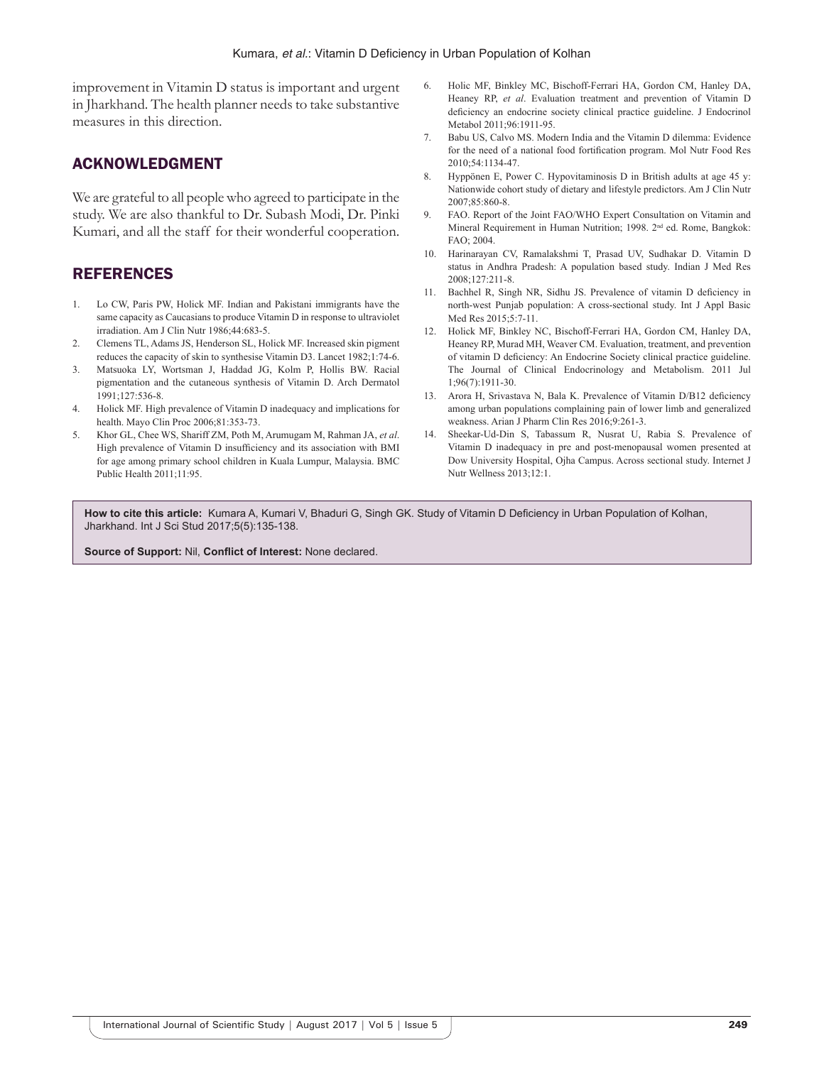improvement in Vitamin D status is important and urgent in Jharkhand. The health planner needs to take substantive measures in this direction.

## ACKNOWLEDGMENT

We are grateful to all people who agreed to participate in the study. We are also thankful to Dr. Subash Modi, Dr. Pinki Kumari, and all the staff for their wonderful cooperation.

## REFERENCES

1. Lo CW, Paris PW, Holick MF. Indian and Pakistani immigrants have the same capacity as Caucasians to produce Vitamin D in response to ultraviolet irradiation. Am J Clin Nutr 1986;44:683-5.
2. Clemens TL, Adams JS, Henderson SL, Holick MF. Increased skin pigment reduces the capacity of skin to synthesise Vitamin D3. Lancet 1982;1:74-6.
3. Matsuoka LY, Wortsman J, Haddad JG, Kolm P, Hollis BW. Racial pigmentation and the cutaneous synthesis of Vitamin D. Arch Dermatol 1991;127:536-8.
4. Holick MF. High prevalence of Vitamin D inadequacy and implications for health. Mayo Clin Proc 2006;81:353-73.
5. Khor GL, Chee WS, Shariff ZM, Poth M, Arumugam M, Rahman JA, *et al*. High prevalence of Vitamin D insufficiency and its association with BMI for age among primary school children in Kuala Lumpur, Malaysia. BMC Public Health 2011;11:95.
6. Holic MF, Binkley MC, Bischoff-Ferrari HA, Gordon CM, Hanley DA, Heaney RP, *et al*. Evaluation treatment and prevention of Vitamin D deficiency an endocrine society clinical practice guideline. J Endocrinol Metabol 2011;96:1911-95.
7. Babu US, Calvo MS. Modern India and the Vitamin D dilemma: Evidence for the need of a national food fortification program. Mol Nutr Food Res 2010;54:1134-47.
8. Hyppönen E, Power C. Hypovitaminosis D in British adults at age 45 y: Nationwide cohort study of dietary and lifestyle predictors. Am J Clin Nutr 2007;85:860-8.
9. FAO. Report of the Joint FAO/WHO Expert Consultation on Vitamin and Mineral Requirement in Human Nutrition; 1998. 2nd ed. Rome, Bangkok: FAO; 2004.
10. Harinarayan CV, Ramalakshmi T, Prasad UV, Sudhakar D. Vitamin D status in Andhra Pradesh: A population based study. Indian J Med Res 2008;127:211-8.
11. Bachhel R, Singh NR, Sidhu JS. Prevalence of vitamin D deficiency in north-west Punjab population: A cross-sectional study. Int J Appl Basic Med Res 2015;5:7-11.
12. Holick MF, Binkley NC, Bischoff-Ferrari HA, Gordon CM, Hanley DA, Heaney RP, Murad MH, Weaver CM. Evaluation, treatment, and prevention of vitamin D deficiency: An Endocrine Society clinical practice guideline. The Journal of Clinical Endocrinology and Metabolism. 2011 Jul 1;96(7):1911-30.
13. Arora H, Srivastava N, Bala K. Prevalence of Vitamin D/B12 deficiency among urban populations complaining pain of lower limb and generalized weakness. Arian J Pharm Clin Res 2016;9:261-3.
14. Sheekar-Ud-Din S, Tabassum R, Nusrat U, Rabia S. Prevalence of Vitamin D inadequacy in pre and post-menopausal women presented at Dow University Hospital, Ojha Campus. Across sectional study. Internet J Nutr Wellness 2013;12:1.

**How to cite this article:** Kumara A, Kumari V, Bhaduri G, Singh GK. Study of Vitamin D Deficiency in Urban Population of Kolhan, Jharkhand. Int J Sci Stud 2017;5(5):135-138.

**Source of Support:** Nil, **Conflict of Interest:** None declared.